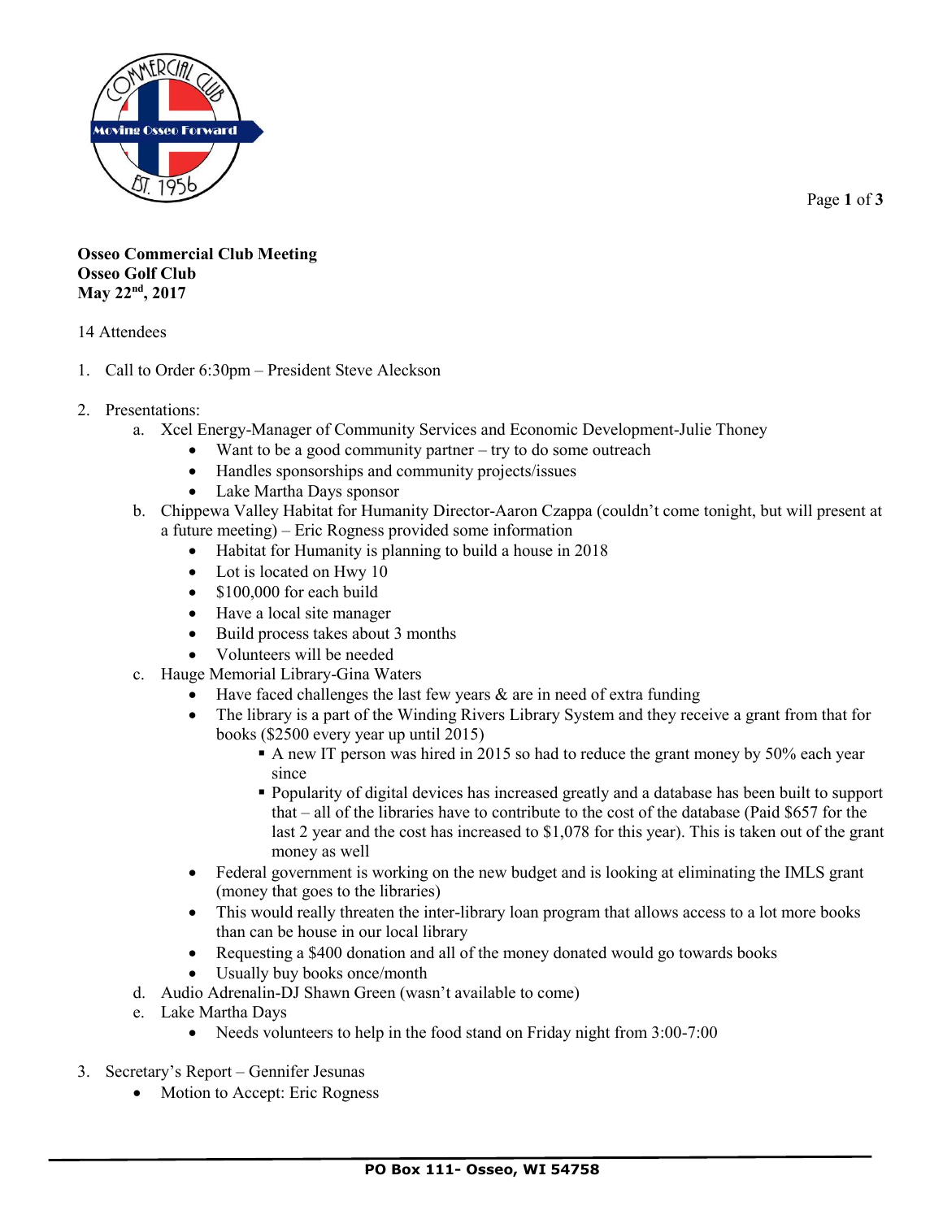**Osseo Commercial Club Meeting**
**Osseo Golf Club**
**May 22nd, 2017**

14 Attendees

1. Call to Order 6:30pm – President Steve Aleckson

2. Presentations:
   a. Xcel Energy-Manager of Community Services and Economic Development-Julie Thoney
      - Want to be a good community partner – try to do some outreach
      - Handles sponsorships and community projects/issues
      - Lake Martha Days sponsor
   
   b. Chippewa Valley Habitat for Humanity Director-Aaron Czappa (couldn't come tonight, but will present at a future meeting) – Eric Rogness provided some information
      - Habitat for Humanity is planning to build a house in 2018
      - Lot is located on Hwy 10
      - $100,000 for each build
      - Have a local site manager
      - Build process takes about 3 months
      - Volunteers will be needed
   
   c. Hauge Memorial Library-Gina Waters
      - Have faced challenges the last few years & are in need of extra funding
      - The library is a part of the Winding Rivers Library System and they receive a grant from that for books ($2500 every year up until 2015)
         - A new IT person was hired in 2015 so had to reduce the grant money by 50% each year since
         - Popularity of digital devices has increased greatly and a database has been built to support that – all of the libraries have to contribute to the cost of the database (Paid $657 for the last 2 year and the cost has increased to $1,078 for this year). This is taken out of the grant money as well
      - Federal government is working on the new budget and is looking at eliminating the IMLS grant (money that goes to the libraries)
      - This would really threaten the inter-library loan program that allows access to a lot more books than can be house in our local library
      - Requesting a $400 donation and all of the money donated would go towards books
      - Usually buy books once/month
   
   d. Audio Adrenalin-DJ Shawn Green (wasn't available to come)
   
   e. Lake Martha Days
      - Needs volunteers to help in the food stand on Friday night from 3:00-7:00

3. Secretary's Report – Gennifer Jesunas
   - Motion to Accept: Eric Rogness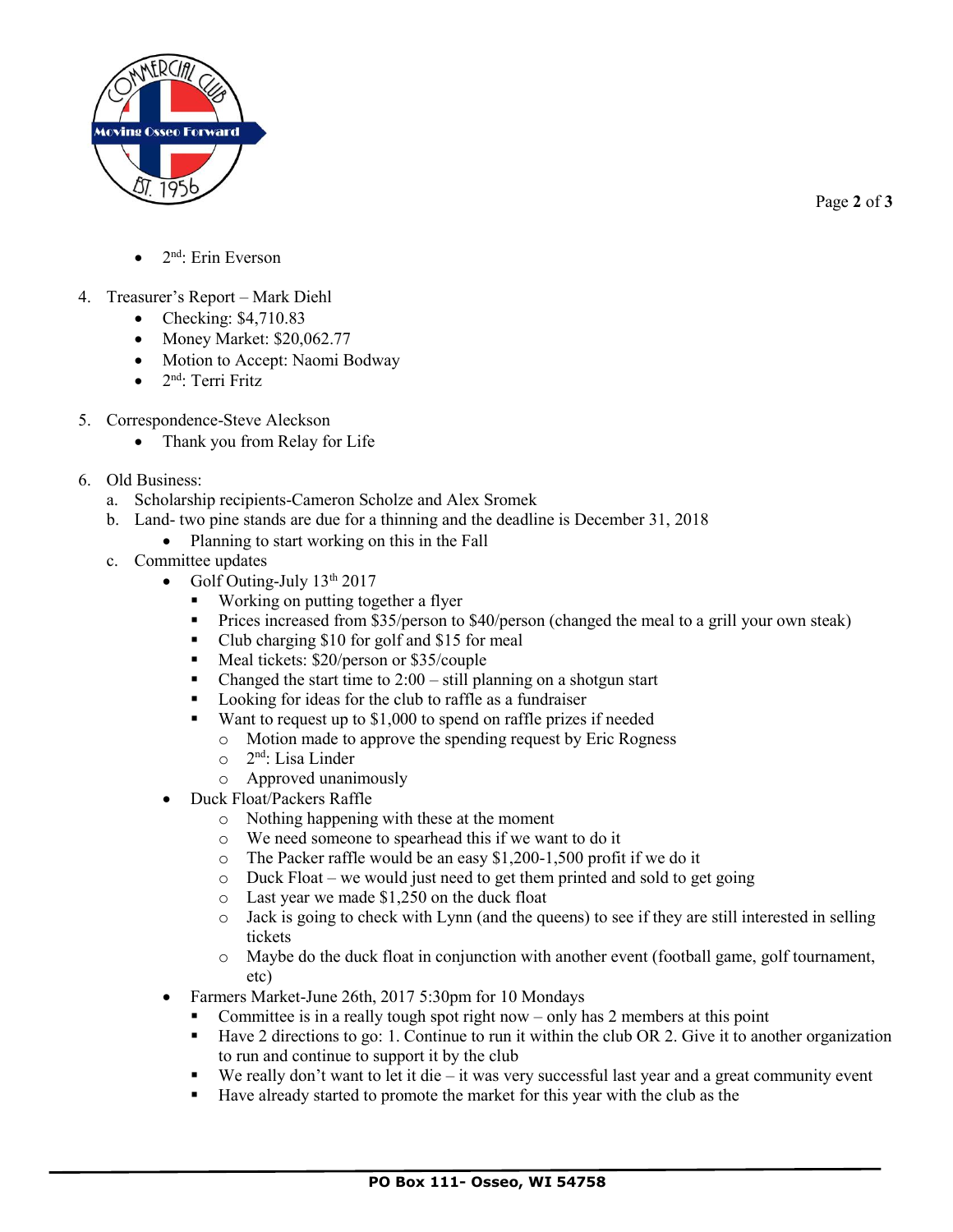- 2nd: Erin Everson

4. Treasurer's Report – Mark Diehl
   - Checking: $4,710.83
   - Money Market: $20,062.77
   - Motion to Accept: Naomi Bodway
   - 2nd: Terri Fritz

5. Correspondence-Steve Aleckson
   - Thank you from Relay for Life

6. Old Business:
   a. Scholarship recipients-Cameron Scholze and Alex Sromek
   b. Land- two pine stands are due for a thinning and the deadline is December 31, 2018
      - Planning to start working on this in the Fall
   c. Committee updates
      - Golf Outing-July 13th 2017
        - Working on putting together a flyer
        - Prices increased from $35/person to $40/person (changed the meal to a grill your own steak)
        - Club charging $10 for golf and $15 for meal
        - Meal tickets: $20/person or $35/couple
        - Changed the start time to 2:00 – still planning on a shotgun start
        - Looking for ideas for the club to raffle as a fundraiser
        - Want to request up to $1,000 to spend on raffle prizes if needed
          - Motion made to approve the spending request by Eric Rogness
          - 2nd: Lisa Linder
          - Approved unanimously
      - Duck Float/Packers Raffle
        - Nothing happening with these at the moment
        - We need someone to spearhead this if we want to do it
        - The Packer raffle would be an easy $1,200-1,500 profit if we do it
        - Duck Float – we would just need to get them printed and sold to get going
        - Last year we made $1,250 on the duck float
        - Jack is going to check with Lynn (and the queens) to see if they are still interested in selling tickets
        - Maybe do the duck float in conjunction with another event (football game, golf tournament, etc)
      - Farmers Market-June 26th, 2017 5:30pm for 10 Mondays
        - Committee is in a really tough spot right now – only has 2 members at this point
        - Have 2 directions to go: 1. Continue to run it within the club OR 2. Give it to another organization to run and continue to support it by the club
        - We really don't want to let it die – it was very successful last year and a great community event
        - Have already started to promote the market for this year with the club as the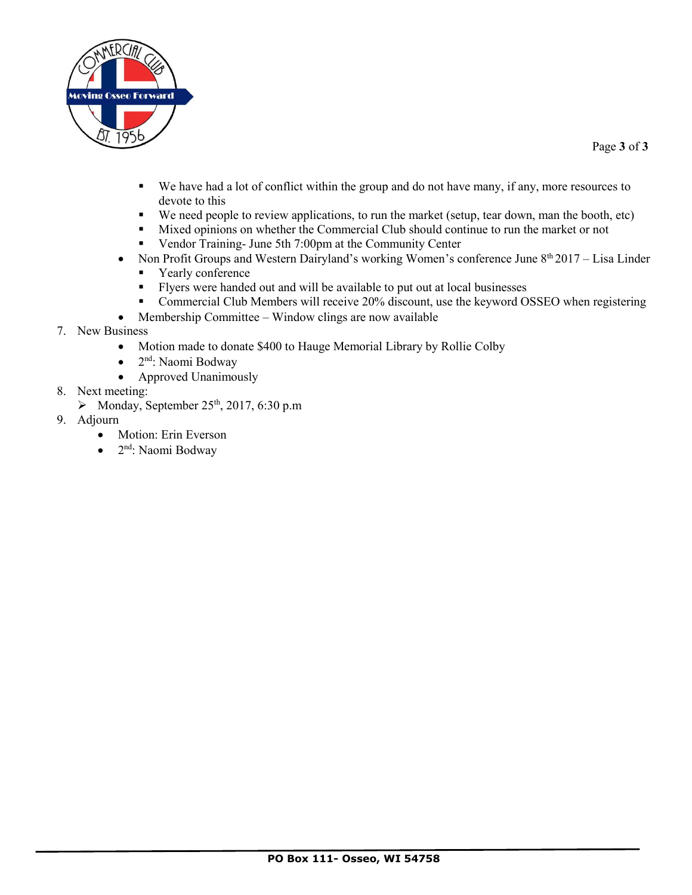- We have had a lot of conflict within the group and do not have many, if any, more resources to devote to this
    - We need people to review applications, to run the market (setup, tear down, man the booth, etc)
    - Mixed opinions on whether the Commercial Club should continue to run the market or not
    - Vendor Training- June 5th 7:00pm at the Community Center
  - Non Profit Groups and Western Dairyland's working Women's conference June 8th 2017 – Lisa Linder
    - Yearly conference
    - Flyers were handed out and will be available to put out at local businesses
    - Commercial Club Members will receive 20% discount, use the keyword OSSEO when registering
  - Membership Committee – Window clings are now available

7. New Business
   - Motion made to donate $400 to Hauge Memorial Library by Rollie Colby
   - 2nd: Naomi Bodway
   - Approved Unanimously
8. Next meeting:
   - Monday, September 25th, 2017, 6:30 p.m
9. Adjourn
   - Motion: Erin Everson
   - 2nd: Naomi Bodway

PO Box 111- Osseo, WI 54758